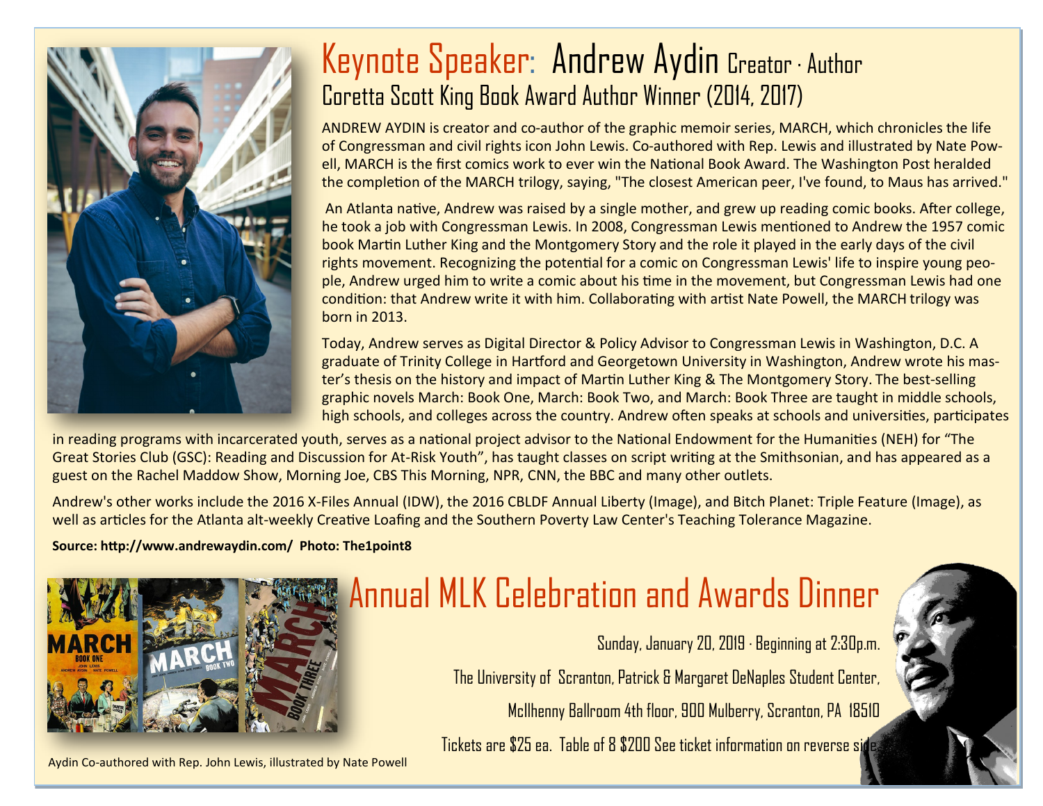# Keynote Speaker: Andrew Aydin Creator · Author

## Coretta Scott King Book Award Author Winner (2014, 2017)

ANDREW AYDIN is creator and co-author of the graphic memoir series, MARCH, which chronicles the life of Congressman and civil rights icon John Lewis. Co-authored with Rep. Lewis and illustrated by Nate Powell, MARCH is the first comics work to ever win the National Book Award. The Washington Post heralded the completion of the MARCH trilogy, saying, "The closest American peer, I've found, to Maus has arrived."

An Atlanta native, Andrew was raised by a single mother, and grew up reading comic books. After college, he took a job with Congressman Lewis. In 2008, Congressman Lewis mentioned to Andrew the 1957 comic book Martin Luther King and the Montgomery Story and the role it played in the early days of the civil rights movement. Recognizing the potential for a comic on Congressman Lewis' life to inspire young people, Andrew urged him to write a comic about his time in the movement, but Congressman Lewis had one condition: that Andrew write it with him. Collaborating with artist Nate Powell, the MARCH trilogy was born in 2013.

Today, Andrew serves as Digital Director & Policy Advisor to Congressman Lewis in Washington, D.C. A graduate of Trinity College in Hartford and Georgetown University in Washington, Andrew wrote his master's thesis on the history and impact of Martin Luther King & The Montgomery Story. The best-selling graphic novels March: Book One, March: Book Two, and March: Book Three are taught in middle schools, high schools, and colleges across the country. Andrew often speaks at schools and universities, participates in reading programs with incarcerated youth, serves as a national project advisor to the National Endowment for the Humanities (NEH) for "The Great Stories Club (GSC): Reading and Discussion for At-Risk Youth", has taught classes on script writing at the Smithsonian, and has appeared as a guest on the Rachel Maddow Show, Morning Joe, CBS This Morning, NPR, CNN, the BBC and many other outlets.

Andrew's other works include the 2016 X-Files Annual (IDW), the 2016 CBLDF Annual Liberty (Image), and Bitch Planet: Triple Feature (Image), as well as articles for the Atlanta alt-weekly Creative Loafing and the Southern Poverty Law Center's Teaching Tolerance Magazine.

**Source: http://www.andrewaydin.com/ Photo: The1point8**

Aydin Co-authored with Rep. John Lewis, illustrated by Nate Powell

# Annual MLK Celebration and Awards Dinner

Sunday, January 20, 2019 · Beginning at 2:30p.m.

The University of Scranton, Patrick & Margaret DeNaples Student Center,

McIlhenny Ballroom 4th floor, 900 Mulberry, Scranton, PA 18510

Tickets are $25 ea. Table of 8 $200 See ticket information on reverse side.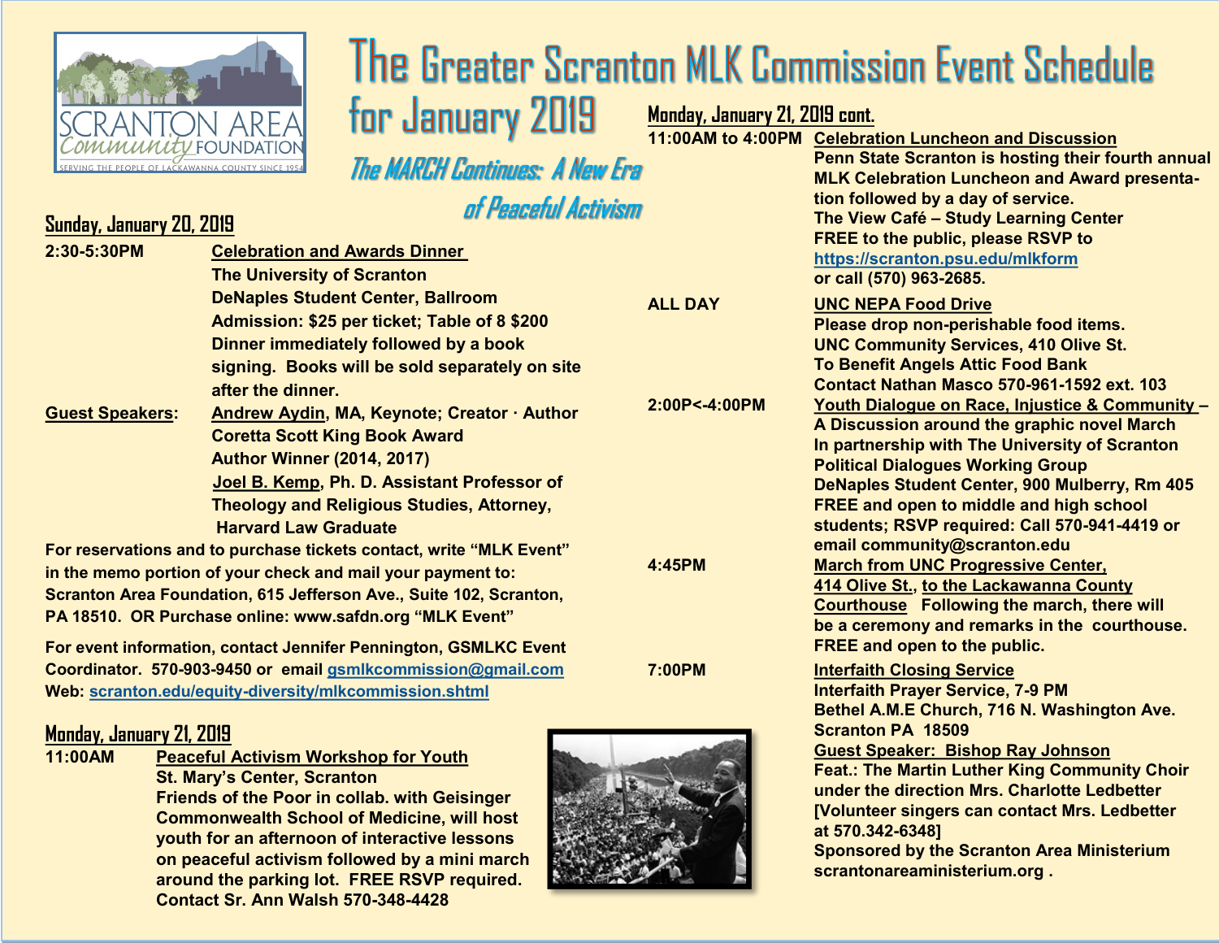# The Greater Scranton MLK Commission Event Schedule for January 2019

*The MARCH Continues: A New Era of Peaceful Activism*

## Sunday, January 20, 2019

**2:30-5:30PM** — **Celebration and Awards Dinner**
The University of Scranton
DeNaples Student Center, Ballroom
Admission: $25 per ticket; Table of 8 $200
Dinner immediately followed by a book signing. Books will be sold separately on site after the dinner.

**Guest Speakers:**
**Andrew Aydin**, MA, Keynote; Creator · Author Coretta Scott King Book Award Author Winner (2014, 2017)
**Joel B. Kemp**, Ph. D. Assistant Professor of Theology and Religious Studies, Attorney, Harvard Law Graduate

For reservations and to purchase tickets contact, write "MLK Event" in the memo portion of your check and mail your payment to: Scranton Area Foundation, 615 Jefferson Ave., Suite 102, Scranton, PA 18510. OR Purchase online: www.safdn.org "MLK Event"

For event information, contact Jennifer Pennington, GSMLKC Event Coordinator. 570-903-9450 or email gsmlkcommission@gmail.com
Web: scranton.edu/equity-diversity/mlkcommission.shtml

## Monday, January 21, 2019

**11:00AM** — **Peaceful Activism Workshop for Youth**
St. Mary's Center, Scranton
Friends of the Poor in collab. with Geisinger Commonwealth School of Medicine, will host youth for an afternoon of interactive lessons on peaceful activism followed by a mini march around the parking lot. FREE RSVP required. Contact Sr. Ann Walsh 570-348-4428

## Monday, January 21, 2019 cont.

**11:00AM to 4:00PM** — **Celebration Luncheon and Discussion**
Penn State Scranton is hosting their fourth annual MLK Celebration Luncheon and Award presentation followed by a day of service.
The View Café – Study Learning Center
FREE to the public, please RSVP to https://scranton.psu.edu/mlkform or call (570) 963-2685.

**ALL DAY** — **UNC NEPA Food Drive**
Please drop non-perishable food items.
UNC Community Services, 410 Olive St.
To Benefit Angels Attic Food Bank
Contact Nathan Masco 570-961-1592 ext. 103

**2:00P<-4:00PM** — **Youth Dialogue on Race, Injustice & Community** – A Discussion around the graphic novel March
In partnership with The University of Scranton Political Dialogues Working Group
DeNaples Student Center, 900 Mulberry, Rm 405
FREE and open to middle and high school students; RSVP required: Call 570-941-4419 or email community@scranton.edu

**4:45PM** — **March from UNC Progressive Center, 414 Olive St., to the Lackawanna County Courthouse** Following the march, there will be a ceremony and remarks in the courthouse. FREE and open to the public.

**7:00PM** — **Interfaith Closing Service**
Interfaith Prayer Service, 7-9 PM
Bethel A.M.E Church, 716 N. Washington Ave. Scranton PA 18509
**Guest Speaker: Bishop Ray Johnson**
Feat.: The Martin Luther King Community Choir under the direction Mrs. Charlotte Ledbetter [Volunteer singers can contact Mrs. Ledbetter at 570.342-6348]
Sponsored by the Scranton Area Ministerium
scrantonareaministerium.org .